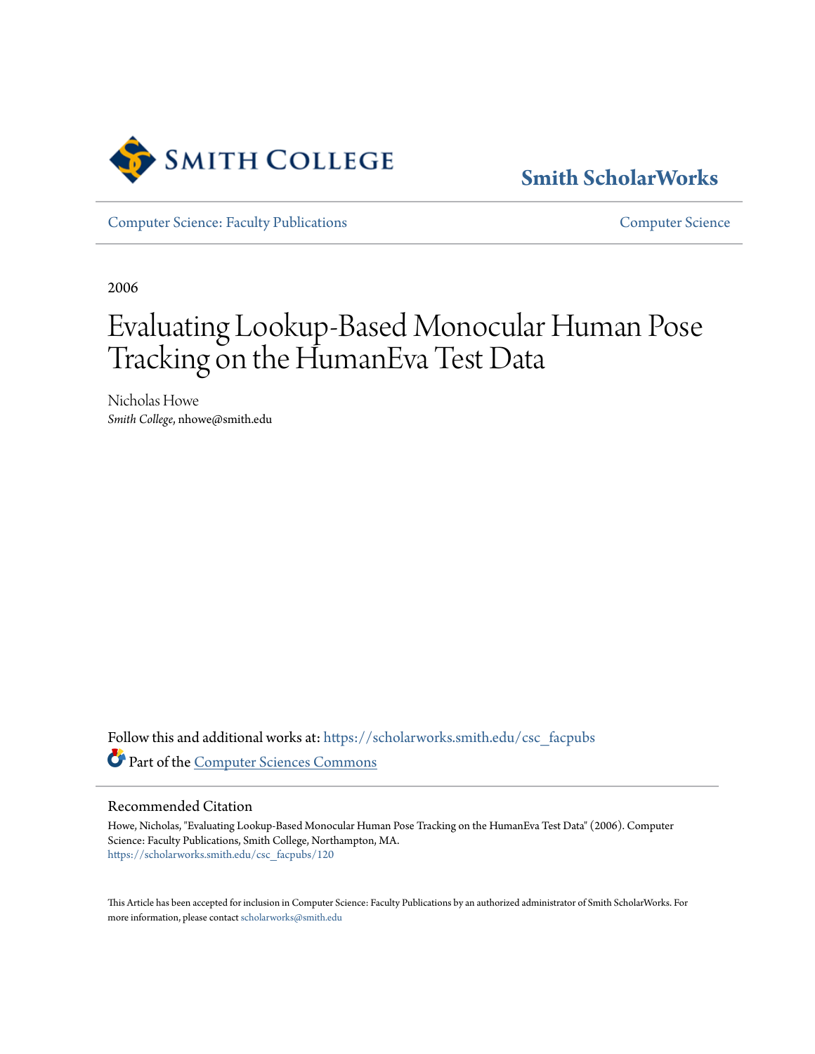Smith College

Smith ScholarWorks

Computer Science: Faculty Publications

Computer Science

2006

# Evaluating Lookup-Based Monocular Human Pose Tracking on the HumanEva Test Data

Nicholas Howe
*Smith College*, nhowe@smith.edu

Follow this and additional works at: https://scholarworks.smith.edu/csc_facpubs

Part of the Computer Sciences Commons

## Recommended Citation

Howe, Nicholas, "Evaluating Lookup-Based Monocular Human Pose Tracking on the HumanEva Test Data" (2006). Computer Science: Faculty Publications, Smith College, Northampton, MA.
https://scholarworks.smith.edu/csc_facpubs/120

This Article has been accepted for inclusion in Computer Science: Faculty Publications by an authorized administrator of Smith ScholarWorks. For more information, please contact scholarworks@smith.edu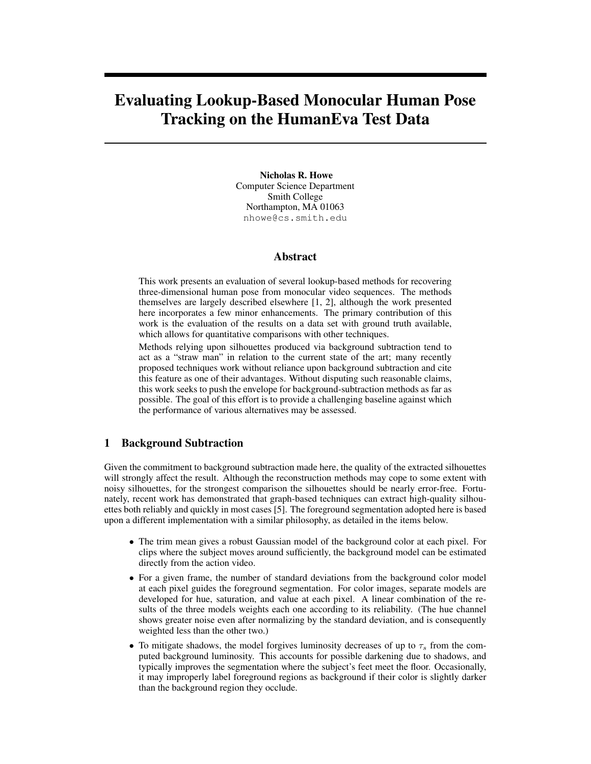# Evaluating Lookup-Based Monocular Human Pose Tracking on the HumanEva Test Data

**Nicholas R. Howe**
Computer Science Department
Smith College
Northampton, MA 01063
nhowe@cs.smith.edu

## Abstract

This work presents an evaluation of several lookup-based methods for recovering three-dimensional human pose from monocular video sequences. The methods themselves are largely described elsewhere [1, 2], although the work presented here incorporates a few minor enhancements. The primary contribution of this work is the evaluation of the results on a data set with ground truth available, which allows for quantitative comparisons with other techniques.

Methods relying upon silhouettes produced via background subtraction tend to act as a "straw man" in relation to the current state of the art; many recently proposed techniques work without reliance upon background subtraction and cite this feature as one of their advantages. Without disputing such reasonable claims, this work seeks to push the envelope for background-subtraction methods as far as possible. The goal of this effort is to provide a challenging baseline against which the performance of various alternatives may be assessed.

## 1 Background Subtraction

Given the commitment to background subtraction made here, the quality of the extracted silhouettes will strongly affect the result. Although the reconstruction methods may cope to some extent with noisy silhouettes, for the strongest comparison the silhouettes should be nearly error-free. Fortunately, recent work has demonstrated that graph-based techniques can extract high-quality silhouettes both reliably and quickly in most cases [5]. The foreground segmentation adopted here is based upon a different implementation with a similar philosophy, as detailed in the items below.

- The trim mean gives a robust Gaussian model of the background color at each pixel. For clips where the subject moves around sufficiently, the background model can be estimated directly from the action video.
- For a given frame, the number of standard deviations from the background color model at each pixel guides the foreground segmentation. For color images, separate models are developed for hue, saturation, and value at each pixel. A linear combination of the results of the three models weights each one according to its reliability. (The hue channel shows greater noise even after normalizing by the standard deviation, and is consequently weighted less than the other two.)
- To mitigate shadows, the model forgives luminosity decreases of up to $\tau_s$ from the computed background luminosity. This accounts for possible darkening due to shadows, and typically improves the segmentation where the subject's feet meet the floor. Occasionally, it may improperly label foreground regions as background if their color is slightly darker than the background region they occlude.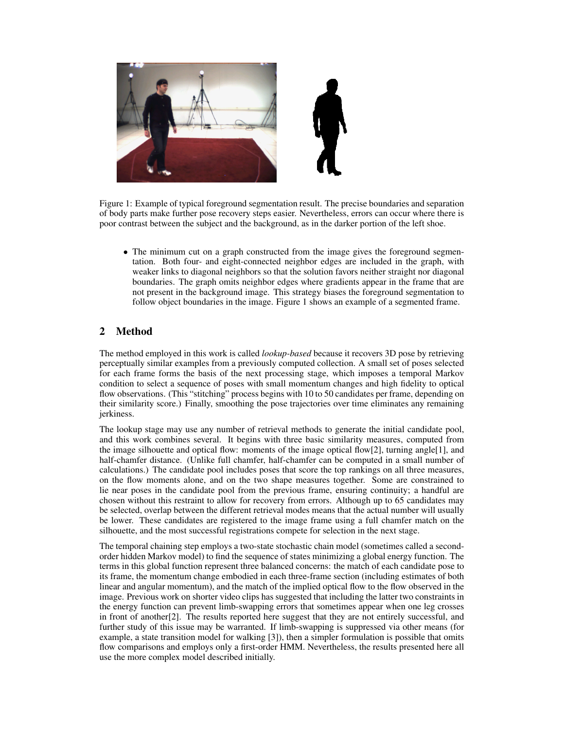Figure 1: Example of typical foreground segmentation result. The precise boundaries and separation of body parts make further pose recovery steps easier. Nevertheless, errors can occur where there is poor contrast between the subject and the background, as in the darker portion of the left shoe.

- The minimum cut on a graph constructed from the image gives the foreground segmentation. Both four- and eight-connected neighbor edges are included in the graph, with weaker links to diagonal neighbors so that the solution favors neither straight nor diagonal boundaries. The graph omits neighbor edges where gradients appear in the frame that are not present in the background image. This strategy biases the foreground segmentation to follow object boundaries in the image. Figure 1 shows an example of a segmented frame.

## 2 Method

The method employed in this work is called *lookup-based* because it recovers 3D pose by retrieving perceptually similar examples from a previously computed collection. A small set of poses selected for each frame forms the basis of the next processing stage, which imposes a temporal Markov condition to select a sequence of poses with small momentum changes and high fidelity to optical flow observations. (This "stitching" process begins with 10 to 50 candidates per frame, depending on their similarity score.) Finally, smoothing the pose trajectories over time eliminates any remaining jerkiness.

The lookup stage may use any number of retrieval methods to generate the initial candidate pool, and this work combines several. It begins with three basic similarity measures, computed from the image silhouette and optical flow: moments of the image optical flow[2], turning angle[1], and half-chamfer distance. (Unlike full chamfer, half-chamfer can be computed in a small number of calculations.) The candidate pool includes poses that score the top rankings on all three measures, on the flow moments alone, and on the two shape measures together. Some are constrained to lie near poses in the candidate pool from the previous frame, ensuring continuity; a handful are chosen without this restraint to allow for recovery from errors. Although up to 65 candidates may be selected, overlap between the different retrieval modes means that the actual number will usually be lower. These candidates are registered to the image frame using a full chamfer match on the silhouette, and the most successful registrations compete for selection in the next stage.

The temporal chaining step employs a two-state stochastic chain model (sometimes called a second-order hidden Markov model) to find the sequence of states minimizing a global energy function. The terms in this global function represent three balanced concerns: the match of each candidate pose to its frame, the momentum change embodied in each three-frame section (including estimates of both linear and angular momentum), and the match of the implied optical flow to the flow observed in the image. Previous work on shorter video clips has suggested that including the latter two constraints in the energy function can prevent limb-swapping errors that sometimes appear when one leg crosses in front of another[2]. The results reported here suggest that they are not entirely successful, and further study of this issue may be warranted. If limb-swapping is suppressed via other means (for example, a state transition model for walking [3]), then a simpler formulation is possible that omits flow comparisons and employs only a first-order HMM. Nevertheless, the results presented here all use the more complex model described initially.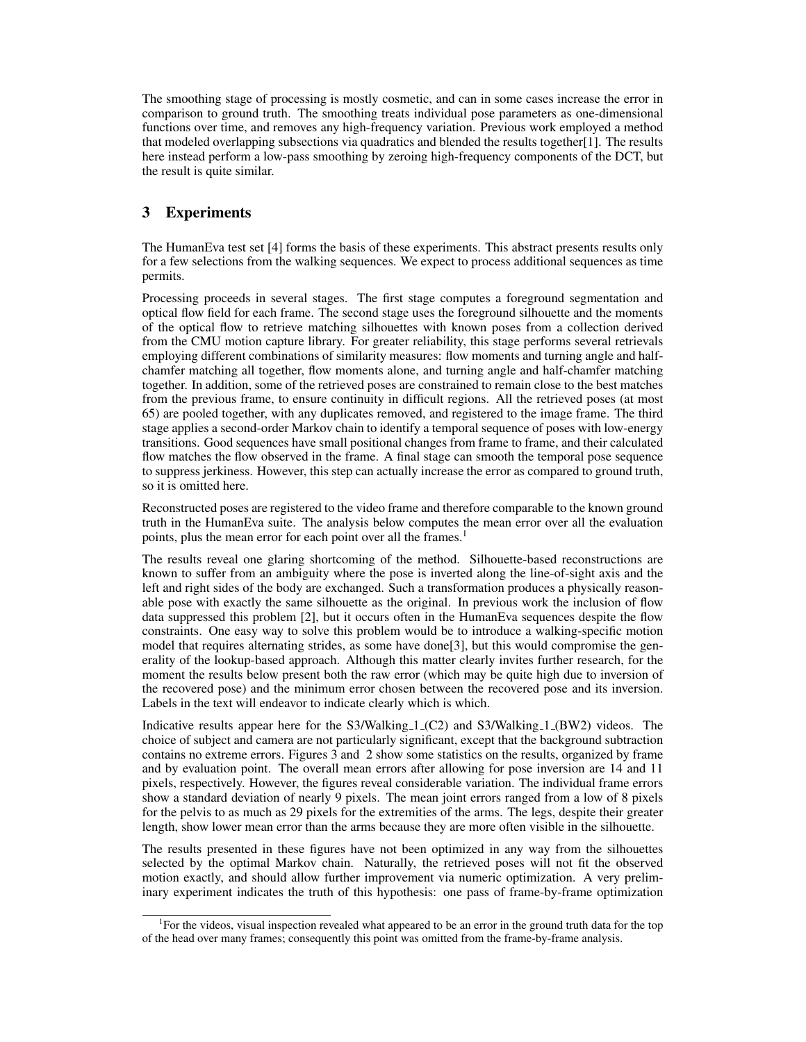The smoothing stage of processing is mostly cosmetic, and can in some cases increase the error in comparison to ground truth. The smoothing treats individual pose parameters as one-dimensional functions over time, and removes any high-frequency variation. Previous work employed a method that modeled overlapping subsections via quadratics and blended the results together[1]. The results here instead perform a low-pass smoothing by zeroing high-frequency components of the DCT, but the result is quite similar.

## 3 Experiments

The HumanEva test set [4] forms the basis of these experiments. This abstract presents results only for a few selections from the walking sequences. We expect to process additional sequences as time permits.

Processing proceeds in several stages. The first stage computes a foreground segmentation and optical flow field for each frame. The second stage uses the foreground silhouette and the moments of the optical flow to retrieve matching silhouettes with known poses from a collection derived from the CMU motion capture library. For greater reliability, this stage performs several retrievals employing different combinations of similarity measures: flow moments and turning angle and half-chamfer matching all together, flow moments alone, and turning angle and half-chamfer matching together. In addition, some of the retrieved poses are constrained to remain close to the best matches from the previous frame, to ensure continuity in difficult regions. All the retrieved poses (at most 65) are pooled together, with any duplicates removed, and registered to the image frame. The third stage applies a second-order Markov chain to identify a temporal sequence of poses with low-energy transitions. Good sequences have small positional changes from frame to frame, and their calculated flow matches the flow observed in the frame. A final stage can smooth the temporal pose sequence to suppress jerkiness. However, this step can actually increase the error as compared to ground truth, so it is omitted here.

Reconstructed poses are registered to the video frame and therefore comparable to the known ground truth in the HumanEva suite. The analysis below computes the mean error over all the evaluation points, plus the mean error for each point over all the frames.[1]

The results reveal one glaring shortcoming of the method. Silhouette-based reconstructions are known to suffer from an ambiguity where the pose is inverted along the line-of-sight axis and the left and right sides of the body are exchanged. Such a transformation produces a physically reasonable pose with exactly the same silhouette as the original. In previous work the inclusion of flow data suppressed this problem [2], but it occurs often in the HumanEva sequences despite the flow constraints. One easy way to solve this problem would be to introduce a walking-specific motion model that requires alternating strides, as some have done[3], but this would compromise the generality of the lookup-based approach. Although this matter clearly invites further research, for the moment the results below present both the raw error (which may be quite high due to inversion of the recovered pose) and the minimum error chosen between the recovered pose and its inversion. Labels in the text will endeavor to indicate clearly which is which.

Indicative results appear here for the S3/Walking_1_(C2) and S3/Walking_1_(BW2) videos. The choice of subject and camera are not particularly significant, except that the background subtraction contains no extreme errors. Figures 3 and 2 show some statistics on the results, organized by frame and by evaluation point. The overall mean errors after allowing for pose inversion are 14 and 11 pixels, respectively. However, the figures reveal considerable variation. The individual frame errors show a standard deviation of nearly 9 pixels. The mean joint errors ranged from a low of 8 pixels for the pelvis to as much as 29 pixels for the extremities of the arms. The legs, despite their greater length, show lower mean error than the arms because they are more often visible in the silhouette.

The results presented in these figures have not been optimized in any way from the silhouettes selected by the optimal Markov chain. Naturally, the retrieved poses will not fit the observed motion exactly, and should allow further improvement via numeric optimization. A very preliminary experiment indicates the truth of this hypothesis: one pass of frame-by-frame optimization

[1] For the videos, visual inspection revealed what appeared to be an error in the ground truth data for the top of the head over many frames; consequently this point was omitted from the frame-by-frame analysis.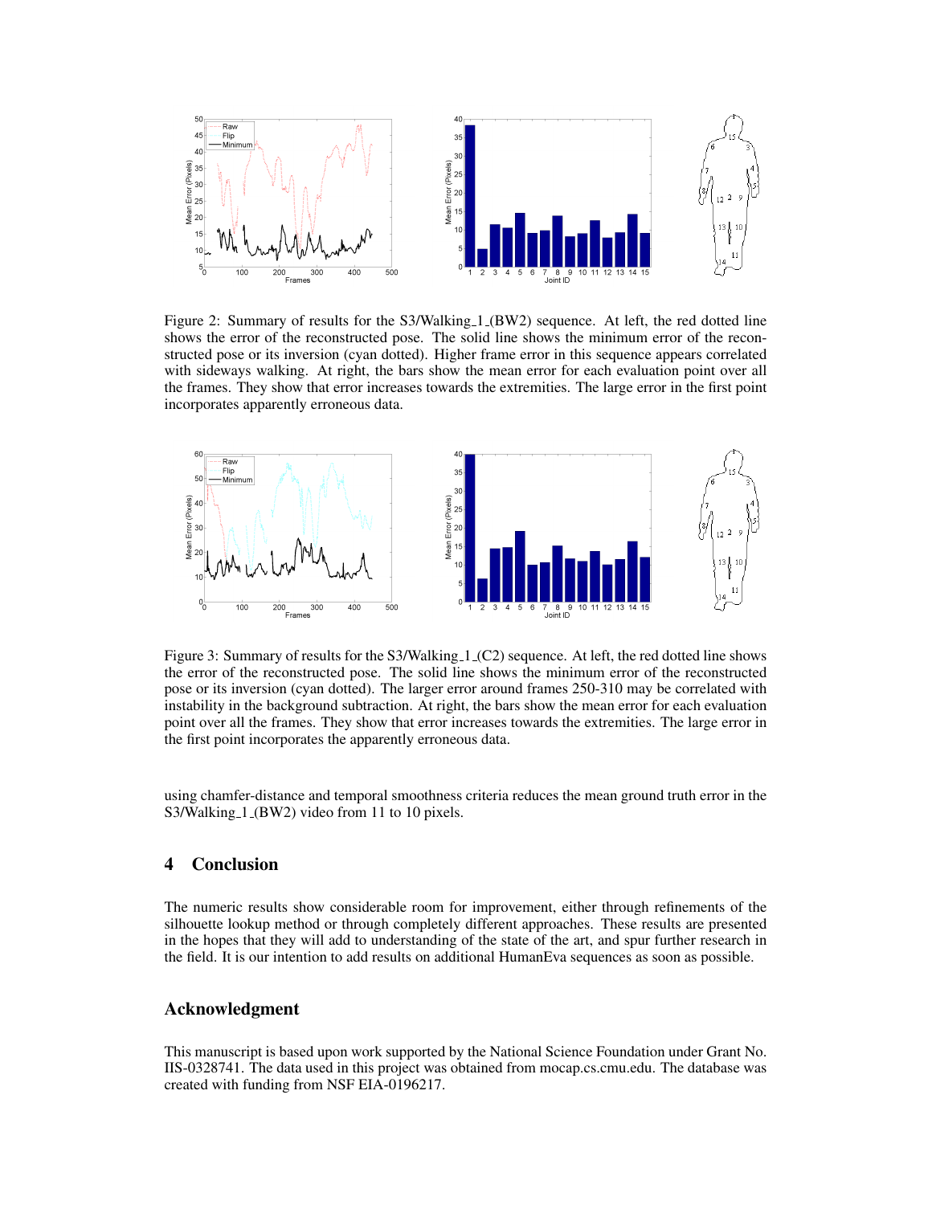Figure 2: Summary of results for the S3/Walking_1_(BW2) sequence. At left, the red dotted line shows the error of the reconstructed pose. The solid line shows the minimum error of the reconstructed pose or its inversion (cyan dotted). Higher frame error in this sequence appears correlated with sideways walking. At right, the bars show the mean error for each evaluation point over all the frames. They show that error increases towards the extremities. The large error in the first point incorporates apparently erroneous data.

Figure 3: Summary of results for the S3/Walking_1_(C2) sequence. At left, the red dotted line shows the error of the reconstructed pose. The solid line shows the minimum error of the reconstructed pose or its inversion (cyan dotted). The larger error around frames 250-310 may be correlated with instability in the background subtraction. At right, the bars show the mean error for each evaluation point over all the frames. They show that error increases towards the extremities. The large error in the first point incorporates the apparently erroneous data.

using chamfer-distance and temporal smoothness criteria reduces the mean ground truth error in the S3/Walking_1_(BW2) video from 11 to 10 pixels.

## 4 Conclusion

The numeric results show considerable room for improvement, either through refinements of the silhouette lookup method or through completely different approaches. These results are presented in the hopes that they will add to understanding of the state of the art, and spur further research in the field. It is our intention to add results on additional HumanEva sequences as soon as possible.

## Acknowledgment

This manuscript is based upon work supported by the National Science Foundation under Grant No. IIS-0328741. The data used in this project was obtained from mocap.cs.cmu.edu. The database was created with funding from NSF EIA-0196217.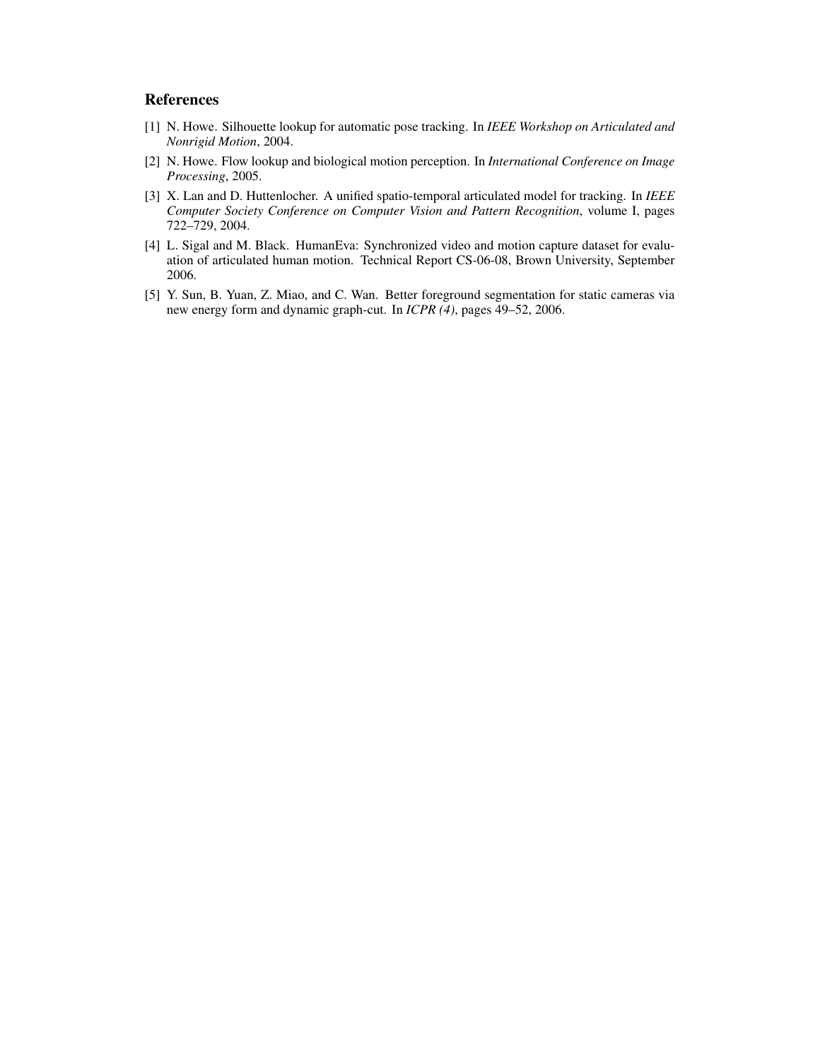## References

[1] N. Howe. Silhouette lookup for automatic pose tracking. In *IEEE Workshop on Articulated and Nonrigid Motion*, 2004.

[2] N. Howe. Flow lookup and biological motion perception. In *International Conference on Image Processing*, 2005.

[3] X. Lan and D. Huttenlocher. A unified spatio-temporal articulated model for tracking. In *IEEE Computer Society Conference on Computer Vision and Pattern Recognition*, volume I, pages 722–729, 2004.

[4] L. Sigal and M. Black. HumanEva: Synchronized video and motion capture dataset for evaluation of articulated human motion. Technical Report CS-06-08, Brown University, September 2006.

[5] Y. Sun, B. Yuan, Z. Miao, and C. Wan. Better foreground segmentation for static cameras via new energy form and dynamic graph-cut. In *ICPR (4)*, pages 49–52, 2006.